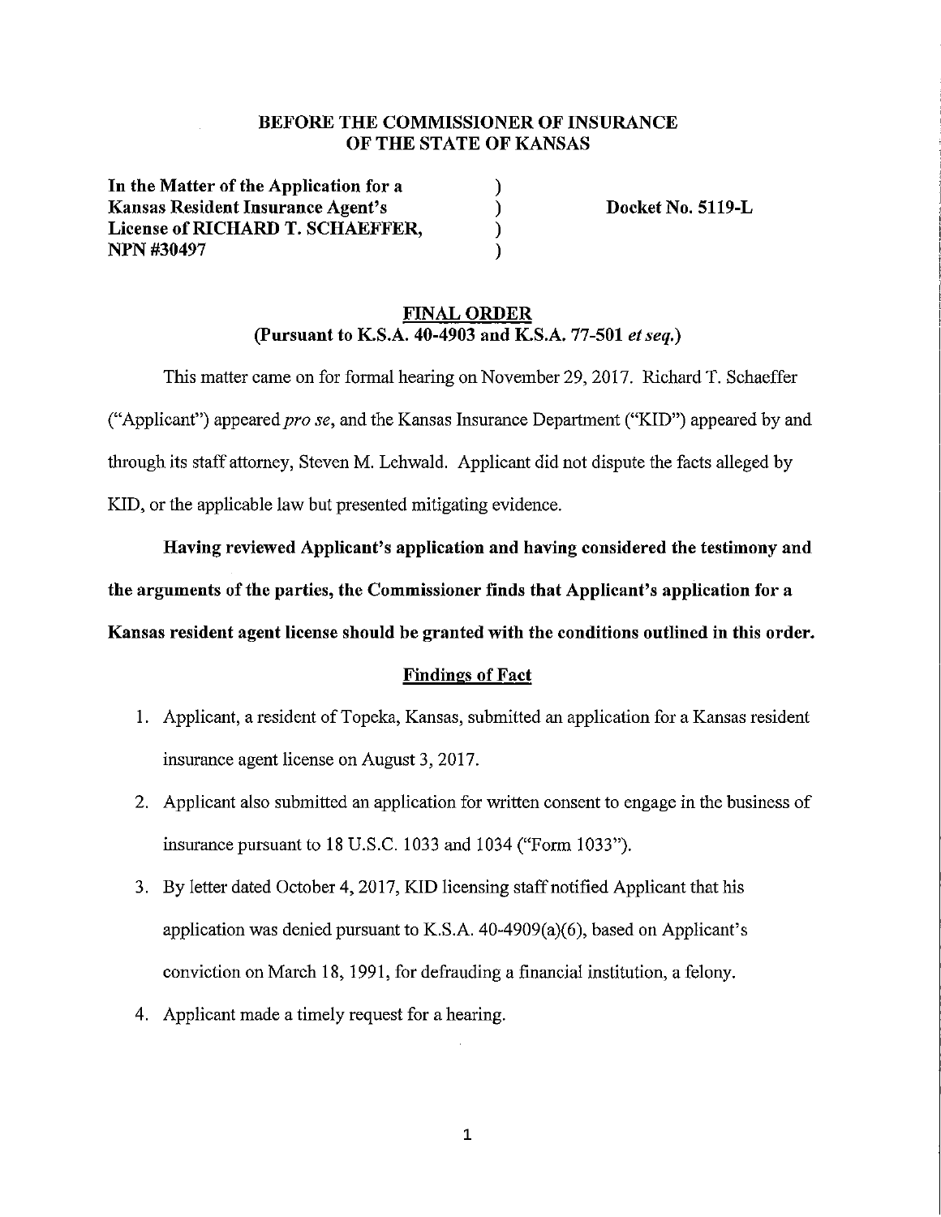**BEFORE THE COMMISSIONER OF INSURANCE**
**OF THE STATE OF KANSAS**

**In the Matter of the Application for a**
**Kansas Resident Insurance Agent's**
**License of RICHARD T. SCHAEFFER,**
**NPN #30497**

**Docket No. 5119-L**

**FINAL ORDER**
**(Pursuant to K.S.A. 40-4903 and K.S.A. 77-501 *et seq.*)**

This matter came on for formal hearing on November 29, 2017. Richard T. Schaeffer ("Applicant") appeared *pro se*, and the Kansas Insurance Department ("KID") appeared by and through its staff attorney, Steven M. Lehwald. Applicant did not dispute the facts alleged by KID, or the applicable law but presented mitigating evidence.

**Having reviewed Applicant's application and having considered the testimony and the arguments of the parties, the Commissioner finds that Applicant's application for a Kansas resident agent license should be granted with the conditions outlined in this order.**

**Findings of Fact**

1. Applicant, a resident of Topeka, Kansas, submitted an application for a Kansas resident insurance agent license on August 3, 2017.
2. Applicant also submitted an application for written consent to engage in the business of insurance pursuant to 18 U.S.C. 1033 and 1034 ("Form 1033").
3. By letter dated October 4, 2017, KID licensing staff notified Applicant that his application was denied pursuant to K.S.A. 40-4909(a)(6), based on Applicant's conviction on March 18, 1991, for defrauding a financial institution, a felony.
4. Applicant made a timely request for a hearing.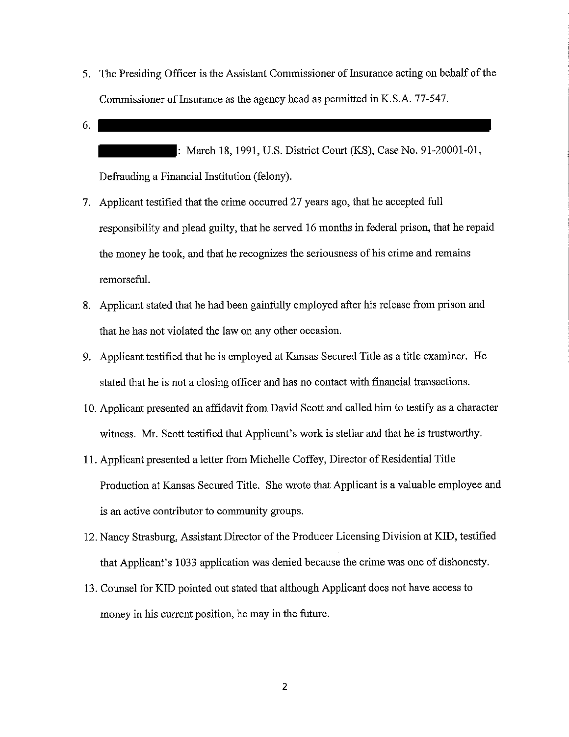5. The Presiding Officer is the Assistant Commissioner of Insurance acting on behalf of the Commissioner of Insurance as the agency head as permitted in K.S.A. 77-547.

6. ██████████████████████████████████████████████████████████
   ██████████: March 18, 1991, U.S. District Court (KS), Case No. 91-20001-01, Defrauding a Financial Institution (felony).

7. Applicant testified that the crime occurred 27 years ago, that he accepted full responsibility and plead guilty, that he served 16 months in federal prison, that he repaid the money he took, and that he recognizes the seriousness of his crime and remains remorseful.

8. Applicant stated that he had been gainfully employed after his release from prison and that he has not violated the law on any other occasion.

9. Applicant testified that he is employed at Kansas Secured Title as a title examiner. He stated that he is not a closing officer and has no contact with financial transactions.

10. Applicant presented an affidavit from David Scott and called him to testify as a character witness. Mr. Scott testified that Applicant's work is stellar and that he is trustworthy.

11. Applicant presented a letter from Michelle Coffey, Director of Residential Title Production at Kansas Secured Title. She wrote that Applicant is a valuable employee and is an active contributor to community groups.

12. Nancy Strasburg, Assistant Director of the Producer Licensing Division at KID, testified that Applicant's 1033 application was denied because the crime was one of dishonesty.

13. Counsel for KID pointed out stated that although Applicant does not have access to money in his current position, he may in the future.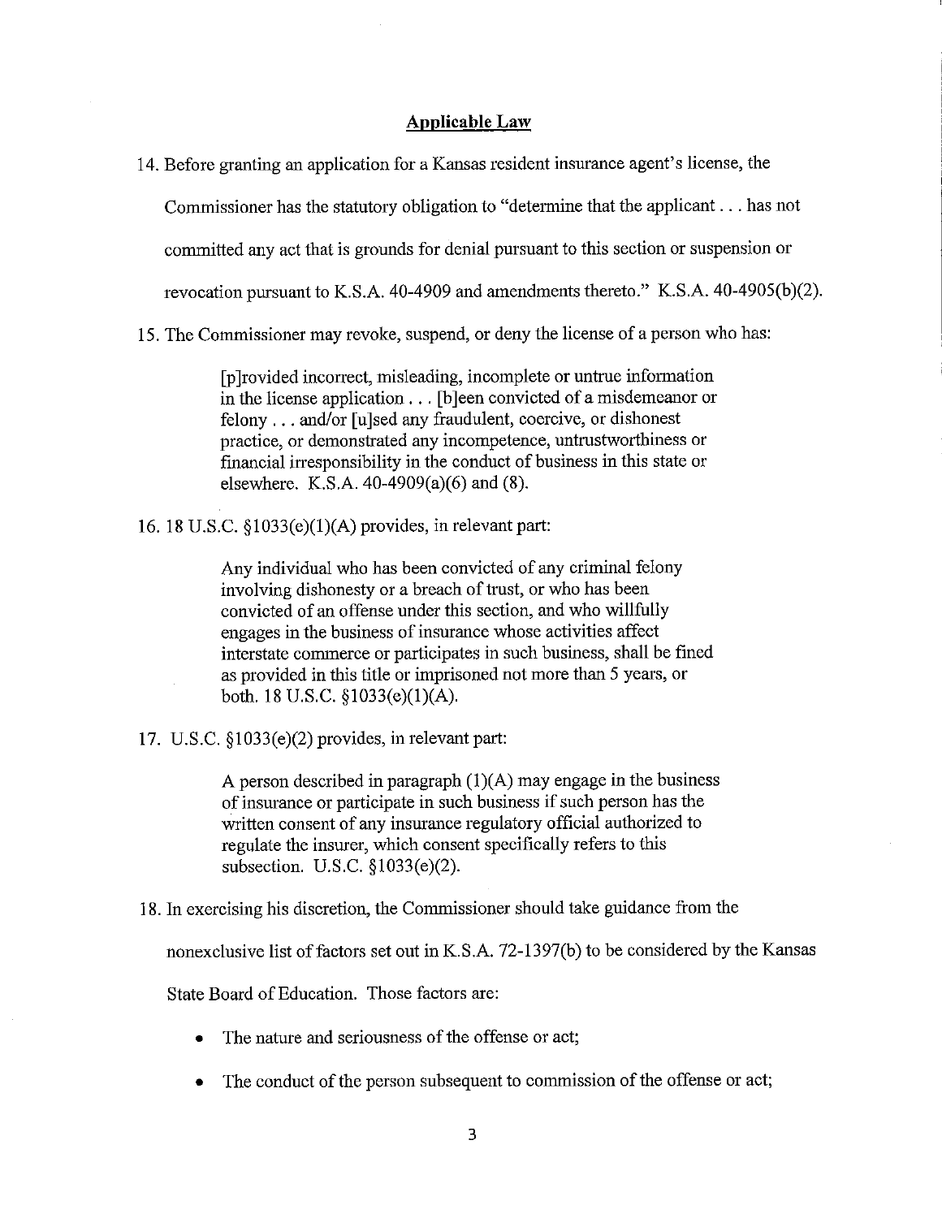## Applicable Law

14. Before granting an application for a Kansas resident insurance agent's license, the Commissioner has the statutory obligation to "determine that the applicant . . . has not committed any act that is grounds for denial pursuant to this section or suspension or revocation pursuant to K.S.A. 40-4909 and amendments thereto." K.S.A. 40-4905(b)(2).

15. The Commissioner may revoke, suspend, or deny the license of a person who has:

    > [p]rovided incorrect, misleading, incomplete or untrue information in the license application . . . [b]een convicted of a misdemeanor or felony . . . and/or [u]sed any fraudulent, coercive, or dishonest practice, or demonstrated any incompetence, untrustworthiness or financial irresponsibility in the conduct of business in this state or elsewhere. K.S.A. 40-4909(a)(6) and (8).

16. 18 U.S.C. §1033(e)(1)(A) provides, in relevant part:

    > Any individual who has been convicted of any criminal felony involving dishonesty or a breach of trust, or who has been convicted of an offense under this section, and who willfully engages in the business of insurance whose activities affect interstate commerce or participates in such business, shall be fined as provided in this title or imprisoned not more than 5 years, or both. 18 U.S.C. §1033(e)(1)(A).

17. U.S.C. §1033(e)(2) provides, in relevant part:

    > A person described in paragraph (1)(A) may engage in the business of insurance or participate in such business if such person has the written consent of any insurance regulatory official authorized to regulate the insurer, which consent specifically refers to this subsection. U.S.C. §1033(e)(2).

18. In exercising his discretion, the Commissioner should take guidance from the nonexclusive list of factors set out in K.S.A. 72-1397(b) to be considered by the Kansas State Board of Education. Those factors are:

    - The nature and seriousness of the offense or act;
    - The conduct of the person subsequent to commission of the offense or act;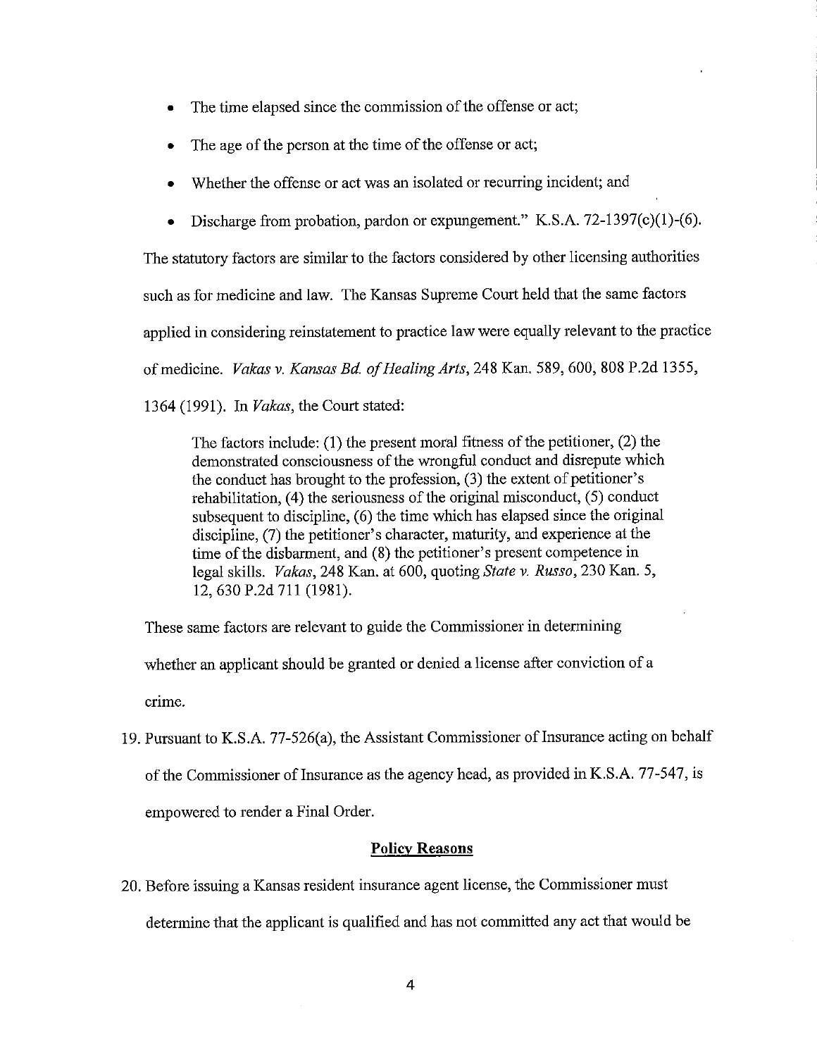- The time elapsed since the commission of the offense or act;
- The age of the person at the time of the offense or act;
- Whether the offense or act was an isolated or recurring incident; and
- Discharge from probation, pardon or expungement." K.S.A. 72-1397(c)(1)-(6).

The statutory factors are similar to the factors considered by other licensing authorities such as for medicine and law. The Kansas Supreme Court held that the same factors applied in considering reinstatement to practice law were equally relevant to the practice of medicine. *Vakas v. Kansas Bd. of Healing Arts*, 248 Kan. 589, 600, 808 P.2d 1355, 1364 (1991). In *Vakas*, the Court stated:

> The factors include: (1) the present moral fitness of the petitioner, (2) the demonstrated consciousness of the wrongful conduct and disrepute which the conduct has brought to the profession, (3) the extent of petitioner's rehabilitation, (4) the seriousness of the original misconduct, (5) conduct subsequent to discipline, (6) the time which has elapsed since the original discipline, (7) the petitioner's character, maturity, and experience at the time of the disbarment, and (8) the petitioner's present competence in legal skills. *Vakas*, 248 Kan. at 600, quoting *State v. Russo*, 230 Kan. 5, 12, 630 P.2d 711 (1981).

These same factors are relevant to guide the Commissioner in determining whether an applicant should be granted or denied a license after conviction of a crime.

19. Pursuant to K.S.A. 77-526(a), the Assistant Commissioner of Insurance acting on behalf of the Commissioner of Insurance as the agency head, as provided in K.S.A. 77-547, is empowered to render a Final Order.

## Policy Reasons

20. Before issuing a Kansas resident insurance agent license, the Commissioner must determine that the applicant is qualified and has not committed any act that would be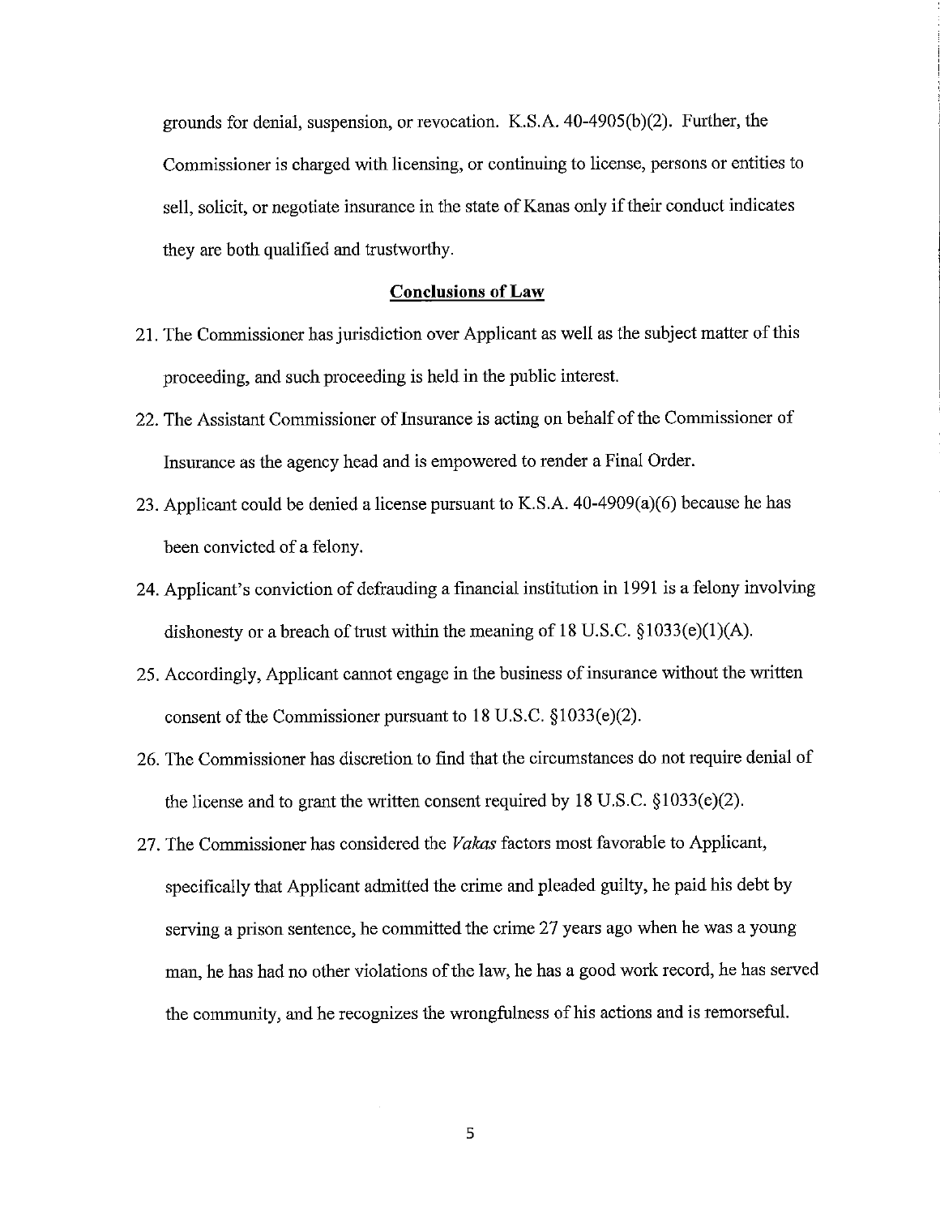grounds for denial, suspension, or revocation. K.S.A. 40-4905(b)(2). Further, the Commissioner is charged with licensing, or continuing to license, persons or entities to sell, solicit, or negotiate insurance in the state of Kanas only if their conduct indicates they are both qualified and trustworthy.

## Conclusions of Law

21. The Commissioner has jurisdiction over Applicant as well as the subject matter of this proceeding, and such proceeding is held in the public interest.
22. The Assistant Commissioner of Insurance is acting on behalf of the Commissioner of Insurance as the agency head and is empowered to render a Final Order.
23. Applicant could be denied a license pursuant to K.S.A. 40-4909(a)(6) because he has been convicted of a felony.
24. Applicant's conviction of defrauding a financial institution in 1991 is a felony involving dishonesty or a breach of trust within the meaning of 18 U.S.C. §1033(e)(1)(A).
25. Accordingly, Applicant cannot engage in the business of insurance without the written consent of the Commissioner pursuant to 18 U.S.C. §1033(e)(2).
26. The Commissioner has discretion to find that the circumstances do not require denial of the license and to grant the written consent required by 18 U.S.C. §1033(e)(2).
27. The Commissioner has considered the *Vakas* factors most favorable to Applicant, specifically that Applicant admitted the crime and pleaded guilty, he paid his debt by serving a prison sentence, he committed the crime 27 years ago when he was a young man, he has had no other violations of the law, he has a good work record, he has served the community, and he recognizes the wrongfulness of his actions and is remorseful.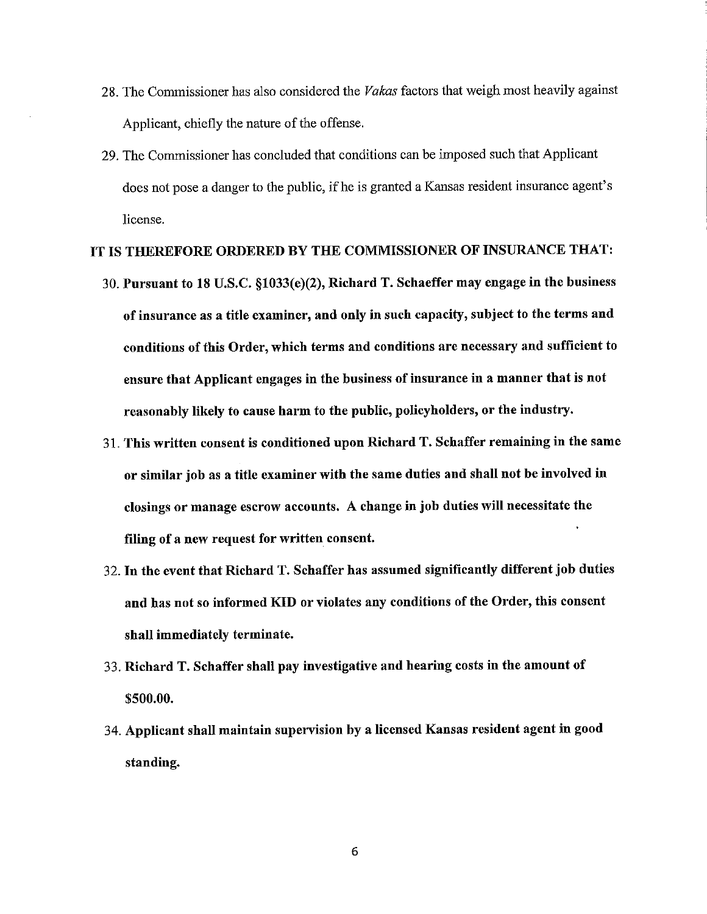28. The Commissioner has also considered the *Vakas* factors that weigh most heavily against Applicant, chiefly the nature of the offense.

29. The Commissioner has concluded that conditions can be imposed such that Applicant does not pose a danger to the public, if he is granted a Kansas resident insurance agent's license.

**IT IS THEREFORE ORDERED BY THE COMMISSIONER OF INSURANCE THAT:**

30. **Pursuant to 18 U.S.C. §1033(e)(2), Richard T. Schaeffer may engage in the business of insurance as a title examiner, and only in such capacity, subject to the terms and conditions of this Order, which terms and conditions are necessary and sufficient to ensure that Applicant engages in the business of insurance in a manner that is not reasonably likely to cause harm to the public, policyholders, or the industry.**

31. **This written consent is conditioned upon Richard T. Schaffer remaining in the same or similar job as a title examiner with the same duties and shall not be involved in closings or manage escrow accounts. A change in job duties will necessitate the filing of a new request for written consent.**

32. **In the event that Richard T. Schaffer has assumed significantly different job duties and has not so informed KID or violates any conditions of the Order, this consent shall immediately terminate.**

33. **Richard T. Schaffer shall pay investigative and hearing costs in the amount of $500.00.**

34. **Applicant shall maintain supervision by a licensed Kansas resident agent in good standing.**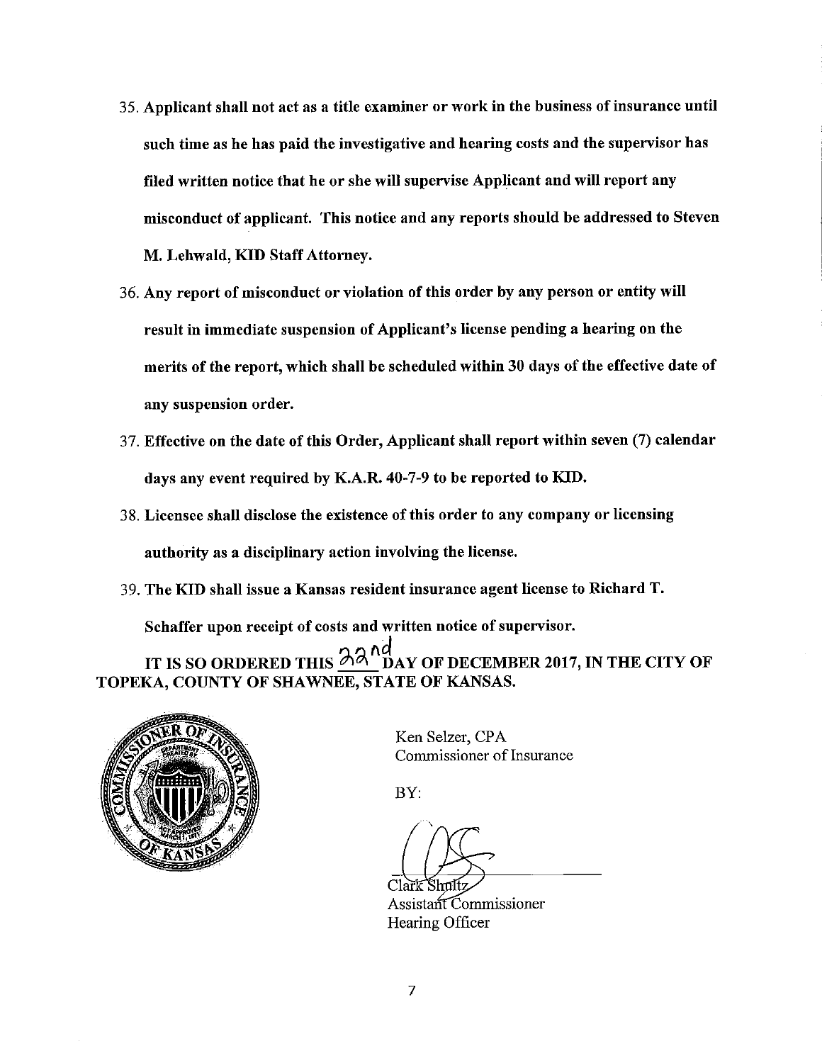35. **Applicant shall not act as a title examiner or work in the business of insurance until such time as he has paid the investigative and hearing costs and the supervisor has filed written notice that he or she will supervise Applicant and will report any misconduct of applicant. This notice and any reports should be addressed to Steven M. Lehwald, KID Staff Attorney.**

36. **Any report of misconduct or violation of this order by any person or entity will result in immediate suspension of Applicant's license pending a hearing on the merits of the report, which shall be scheduled within 30 days of the effective date of any suspension order.**

37. **Effective on the date of this Order, Applicant shall report within seven (7) calendar days any event required by K.A.R. 40-7-9 to be reported to KID.**

38. **Licensee shall disclose the existence of this order to any company or licensing authority as a disciplinary action involving the license.**

39. **The KID shall issue a Kansas resident insurance agent license to Richard T. Schaffer upon receipt of costs and written notice of supervisor.**

**IT IS SO ORDERED THIS 22nd DAY OF DECEMBER 2017, IN THE CITY OF TOPEKA, COUNTY OF SHAWNEE, STATE OF KANSAS.**

Ken Selzer, CPA
Commissioner of Insurance

BY:

Clark Shultz
Assistant Commissioner
Hearing Officer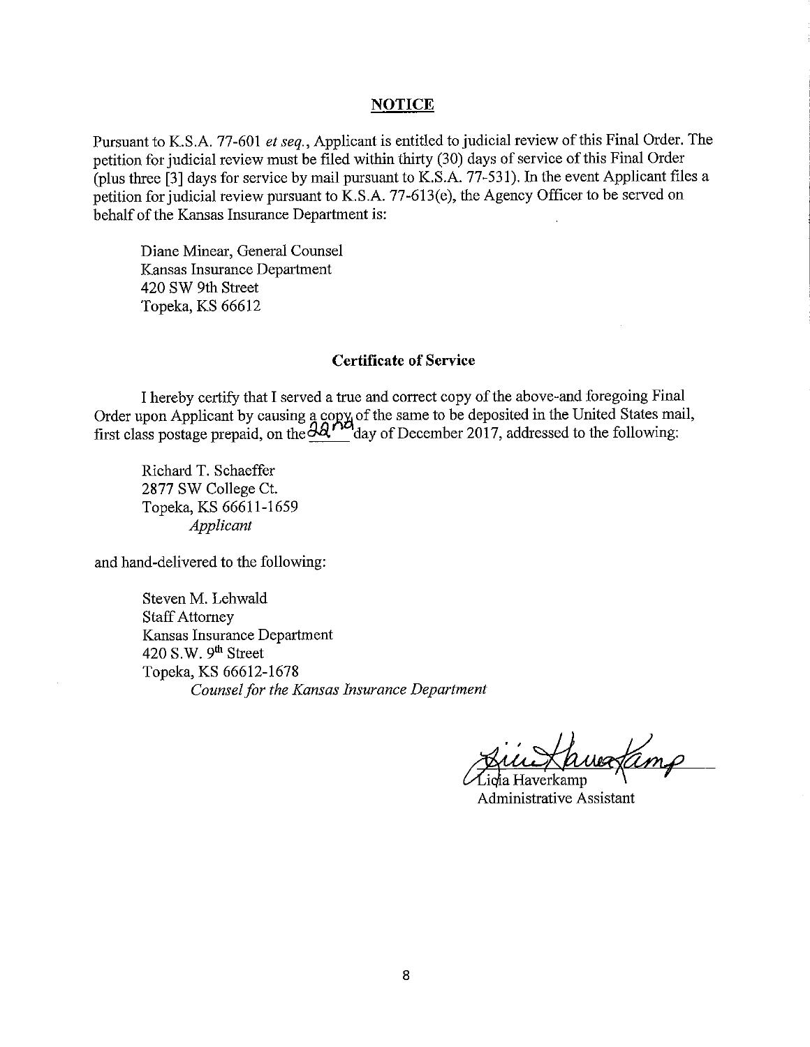## NOTICE

Pursuant to K.S.A. 77-601 *et seq.*, Applicant is entitled to judicial review of this Final Order. The petition for judicial review must be filed within thirty (30) days of service of this Final Order (plus three [3] days for service by mail pursuant to K.S.A. 77-531). In the event Applicant files a petition for judicial review pursuant to K.S.A. 77-613(e), the Agency Officer to be served on behalf of the Kansas Insurance Department is:

Diane Minear, General Counsel
Kansas Insurance Department
420 SW 9th Street
Topeka, KS 66612

### Certificate of Service

I hereby certify that I served a true and correct copy of the above-and foregoing Final Order upon Applicant by causing a copy of the same to be deposited in the United States mail, first class postage prepaid, on the 22nd day of December 2017, addressed to the following:

Richard T. Schaeffer
2877 SW College Ct.
Topeka, KS 66611-1659
*Applicant*

and hand-delivered to the following:

Steven M. Lehwald
Staff Attorney
Kansas Insurance Department
420 S.W. 9th Street
Topeka, KS 66612-1678
*Counsel for the Kansas Insurance Department*

Licia Haverkamp
Administrative Assistant